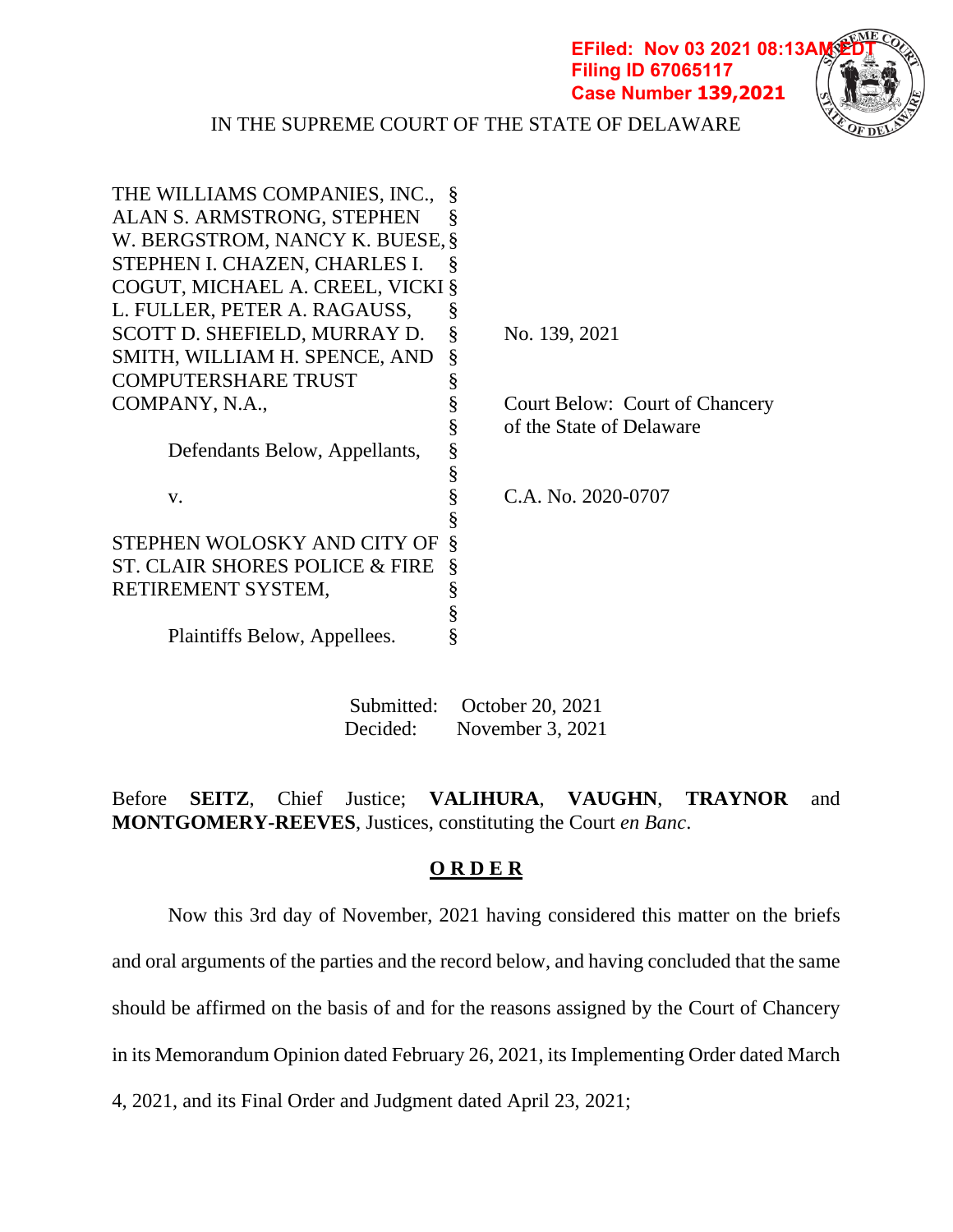EFiled: Nov 03 2021 08:13AM EDT
Filing ID 67065117
Case Number 139,2021

IN THE SUPREME COURT OF THE STATE OF DELAWARE

| | | |
|---|---|---|
| THE WILLIAMS COMPANIES, INC., ALAN S. ARMSTRONG, STEPHEN W. BERGSTROM, NANCY K. BUESE, STEPHEN I. CHAZEN, CHARLES I. COGUT, MICHAEL A. CREEL, VICKI L. FULLER, PETER A. RAGAUSS, SCOTT D. SHEFIELD, MURRAY D. SMITH, WILLIAM H. SPENCE, AND COMPUTERSHARE TRUST COMPANY, N.A., | § | No. 139, 2021 |
| Defendants Below, Appellants, | § | Court Below: Court of Chancery of the State of Delaware |
| v. | § | C.A. No. 2020-0707 |
| STEPHEN WOLOSKY AND CITY OF ST. CLAIR SHORES POLICE & FIRE RETIREMENT SYSTEM, | § | |
| Plaintiffs Below, Appellees. | § | |

Submitted: October 20, 2021
Decided: November 3, 2021

Before **SEITZ**, Chief Justice; **VALIHURA**, **VAUGHN**, **TRAYNOR** and **MONTGOMERY-REEVES**, Justices, constituting the Court *en Banc*.

## O R D E R

Now this 3rd day of November, 2021 having considered this matter on the briefs and oral arguments of the parties and the record below, and having concluded that the same should be affirmed on the basis of and for the reasons assigned by the Court of Chancery in its Memorandum Opinion dated February 26, 2021, its Implementing Order dated March 4, 2021, and its Final Order and Judgment dated April 23, 2021;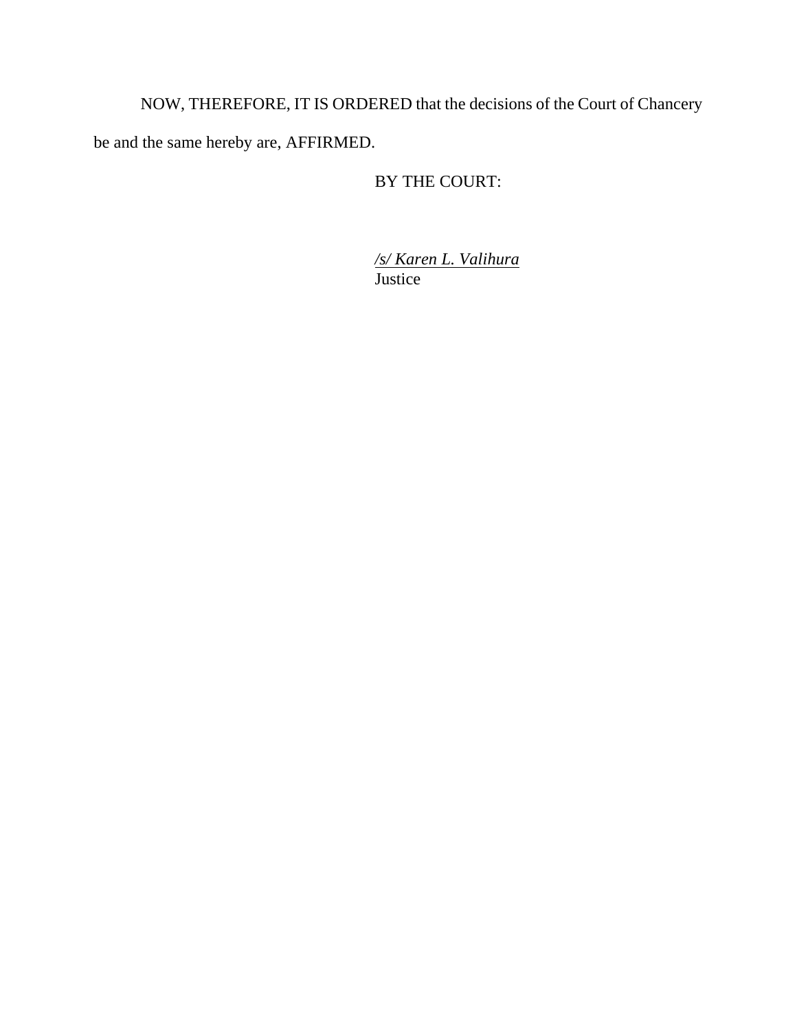NOW, THEREFORE, IT IS ORDERED that the decisions of the Court of Chancery be and the same hereby are, AFFIRMED.

BY THE COURT:

*/s/ Karen L. Valihura*
Justice